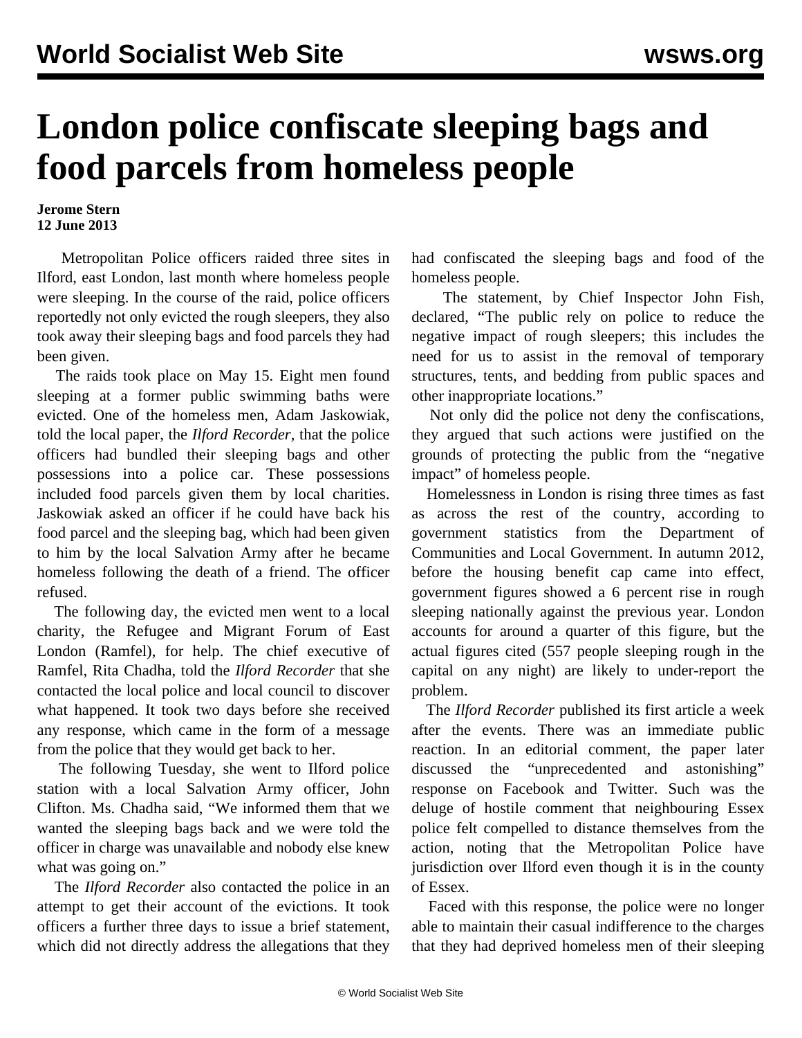# London police confiscate sleeping bags and food parcels from homeless people

**Jerome Stern**
**12 June 2013**

Metropolitan Police officers raided three sites in Ilford, east London, last month where homeless people were sleeping. In the course of the raid, police officers reportedly not only evicted the rough sleepers, they also took away their sleeping bags and food parcels they had been given.

The raids took place on May 15. Eight men found sleeping at a former public swimming baths were evicted. One of the homeless men, Adam Jaskowiak, told the local paper, the *Ilford Recorder*, that the police officers had bundled their sleeping bags and other possessions into a police car. These possessions included food parcels given them by local charities. Jaskowiak asked an officer if he could have back his food parcel and the sleeping bag, which had been given to him by the local Salvation Army after he became homeless following the death of a friend. The officer refused.

The following day, the evicted men went to a local charity, the Refugee and Migrant Forum of East London (Ramfel), for help. The chief executive of Ramfel, Rita Chadha, told the *Ilford Recorder* that she contacted the local police and local council to discover what happened. It took two days before she received any response, which came in the form of a message from the police that they would get back to her.

The following Tuesday, she went to Ilford police station with a local Salvation Army officer, John Clifton. Ms. Chadha said, "We informed them that we wanted the sleeping bags back and we were told the officer in charge was unavailable and nobody else knew what was going on."

The *Ilford Recorder* also contacted the police in an attempt to get their account of the evictions. It took officers a further three days to issue a brief statement, which did not directly address the allegations that they had confiscated the sleeping bags and food of the homeless people.

The statement, by Chief Inspector John Fish, declared, "The public rely on police to reduce the negative impact of rough sleepers; this includes the need for us to assist in the removal of temporary structures, tents, and bedding from public spaces and other inappropriate locations."

Not only did the police not deny the confiscations, they argued that such actions were justified on the grounds of protecting the public from the "negative impact" of homeless people.

Homelessness in London is rising three times as fast as across the rest of the country, according to government statistics from the Department of Communities and Local Government. In autumn 2012, before the housing benefit cap came into effect, government figures showed a 6 percent rise in rough sleeping nationally against the previous year. London accounts for around a quarter of this figure, but the actual figures cited (557 people sleeping rough in the capital on any night) are likely to under-report the problem.

The *Ilford Recorder* published its first article a week after the events. There was an immediate public reaction. In an editorial comment, the paper later discussed the "unprecedented and astonishing" response on Facebook and Twitter. Such was the deluge of hostile comment that neighbouring Essex police felt compelled to distance themselves from the action, noting that the Metropolitan Police have jurisdiction over Ilford even though it is in the county of Essex.

Faced with this response, the police were no longer able to maintain their casual indifference to the charges that they had deprived homeless men of their sleeping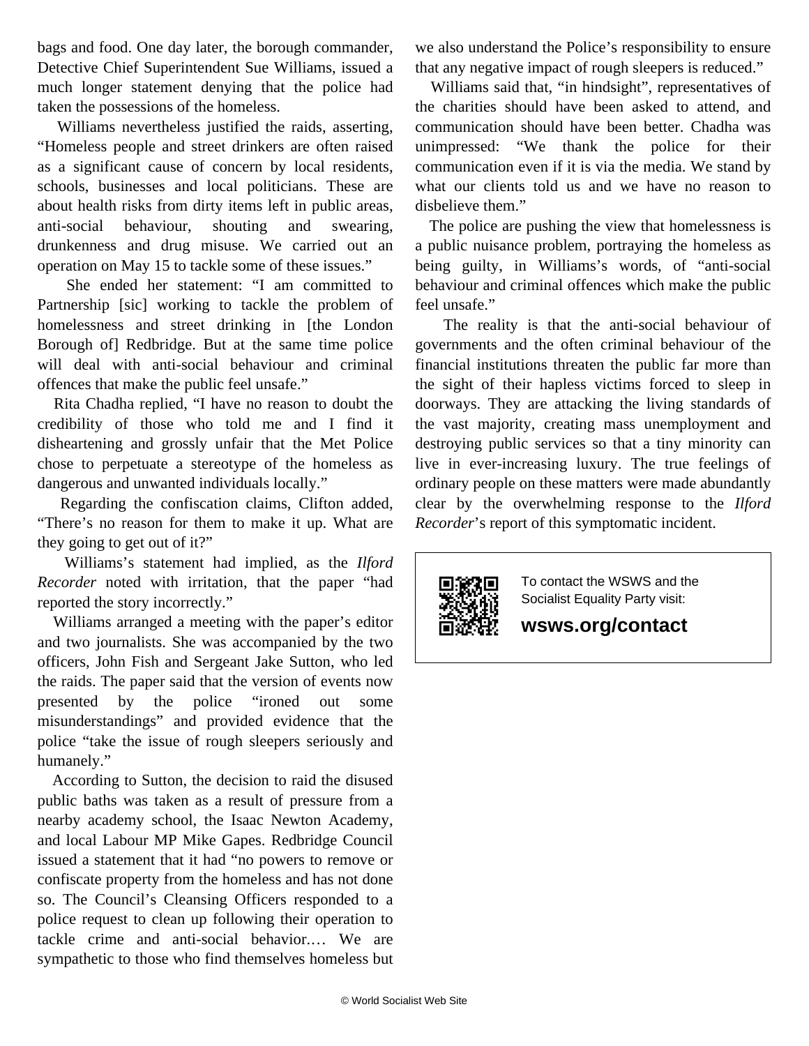bags and food. One day later, the borough commander, Detective Chief Superintendent Sue Williams, issued a much longer statement denying that the police had taken the possessions of the homeless.

Williams nevertheless justified the raids, asserting, "Homeless people and street drinkers are often raised as a significant cause of concern by local residents, schools, businesses and local politicians. These are about health risks from dirty items left in public areas, anti-social behaviour, shouting and swearing, drunkenness and drug misuse. We carried out an operation on May 15 to tackle some of these issues."

She ended her statement: "I am committed to Partnership [sic] working to tackle the problem of homelessness and street drinking in [the London Borough of] Redbridge. But at the same time police will deal with anti-social behaviour and criminal offences that make the public feel unsafe."

Rita Chadha replied, "I have no reason to doubt the credibility of those who told me and I find it disheartening and grossly unfair that the Met Police chose to perpetuate a stereotype of the homeless as dangerous and unwanted individuals locally."

Regarding the confiscation claims, Clifton added, "There's no reason for them to make it up. What are they going to get out of it?"

Williams's statement had implied, as the *Ilford Recorder* noted with irritation, that the paper "had reported the story incorrectly."

Williams arranged a meeting with the paper's editor and two journalists. She was accompanied by the two officers, John Fish and Sergeant Jake Sutton, who led the raids. The paper said that the version of events now presented by the police "ironed out some misunderstandings" and provided evidence that the police "take the issue of rough sleepers seriously and humanely."

According to Sutton, the decision to raid the disused public baths was taken as a result of pressure from a nearby academy school, the Isaac Newton Academy, and local Labour MP Mike Gapes. Redbridge Council issued a statement that it had "no powers to remove or confiscate property from the homeless and has not done so. The Council's Cleansing Officers responded to a police request to clean up following their operation to tackle crime and anti-social behavior.… We are sympathetic to those who find themselves homeless but we also understand the Police's responsibility to ensure that any negative impact of rough sleepers is reduced."

Williams said that, "in hindsight", representatives of the charities should have been asked to attend, and communication should have been better. Chadha was unimpressed: "We thank the police for their communication even if it is via the media. We stand by what our clients told us and we have no reason to disbelieve them."

The police are pushing the view that homelessness is a public nuisance problem, portraying the homeless as being guilty, in Williams's words, of "anti-social behaviour and criminal offences which make the public feel unsafe."

The reality is that the anti-social behaviour of governments and the often criminal behaviour of the financial institutions threaten the public far more than the sight of their hapless victims forced to sleep in doorways. They are attacking the living standards of the vast majority, creating mass unemployment and destroying public services so that a tiny minority can live in ever-increasing luxury. The true feelings of ordinary people on these matters were made abundantly clear by the overwhelming response to the *Ilford Recorder*'s report of this symptomatic incident.

To contact the WSWS and the Socialist Equality Party visit:

**wsws.org/contact**